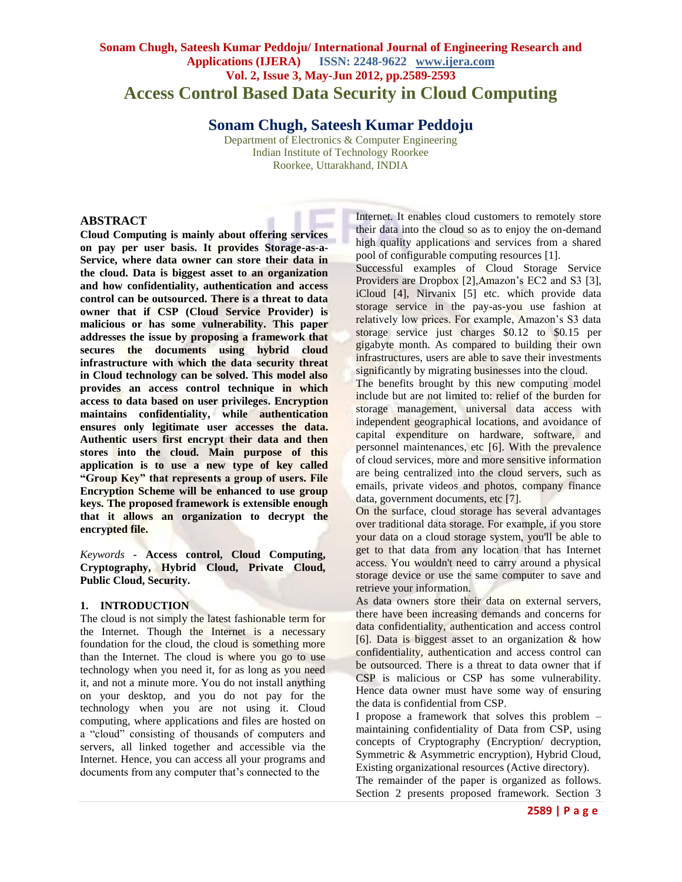# Access Control Based Data Security in Cloud Computing

## Sonam Chugh, Sateesh Kumar Peddoju

Department of Electronics & Computer Engineering
Indian Institute of Technology Roorkee
Roorkee, Uttarakhand, INDIA

## ABSTRACT

**Cloud Computing is mainly about offering services on pay per user basis. It provides Storage-as-a-Service, where data owner can store their data in the cloud. Data is biggest asset to an organization and how confidentiality, authentication and access control can be outsourced. There is a threat to data owner that if CSP (Cloud Service Provider) is malicious or has some vulnerability. This paper addresses the issue by proposing a framework that secures the documents using hybrid cloud infrastructure with which the data security threat in Cloud technology can be solved. This model also provides an access control technique in which access to data based on user privileges. Encryption maintains confidentiality, while authentication ensures only legitimate user accesses the data. Authentic users first encrypt their data and then stores into the cloud. Main purpose of this application is to use a new type of key called "Group Key" that represents a group of users. File Encryption Scheme will be enhanced to use group keys. The proposed framework is extensible enough that it allows an organization to decrypt the encrypted file.**

*Keywords* - **Access control, Cloud Computing, Cryptography, Hybrid Cloud, Private Cloud, Public Cloud, Security.**

### 1. INTRODUCTION

The cloud is not simply the latest fashionable term for the Internet. Though the Internet is a necessary foundation for the cloud, the cloud is something more than the Internet. The cloud is where you go to use technology when you need it, for as long as you need it, and not a minute more. You do not install anything on your desktop, and you do not pay for the technology when you are not using it. Cloud computing, where applications and files are hosted on a "cloud" consisting of thousands of computers and servers, all linked together and accessible via the Internet. Hence, you can access all your programs and documents from any computer that's connected to the Internet. It enables cloud customers to remotely store their data into the cloud so as to enjoy the on-demand high quality applications and services from a shared pool of configurable computing resources [1].

Successful examples of Cloud Storage Service Providers are Dropbox [2],Amazon's EC2 and S3 [3], iCloud [4], Nirvanix [5] etc. which provide data storage service in the pay-as-you use fashion at relatively low prices. For example, Amazon's S3 data storage service just charges $0.12 to $0.15 per gigabyte month. As compared to building their own infrastructures, users are able to save their investments significantly by migrating businesses into the cloud.

The benefits brought by this new computing model include but are not limited to: relief of the burden for storage management, universal data access with independent geographical locations, and avoidance of capital expenditure on hardware, software, and personnel maintenances, etc [6]. With the prevalence of cloud services, more and more sensitive information are being centralized into the cloud servers, such as emails, private videos and photos, company finance data, government documents, etc [7].

On the surface, cloud storage has several advantages over traditional data storage. For example, if you store your data on a cloud storage system, you'll be able to get to that data from any location that has Internet access. You wouldn't need to carry around a physical storage device or use the same computer to save and retrieve your information.

As data owners store their data on external servers, there have been increasing demands and concerns for data confidentiality, authentication and access control [6]. Data is biggest asset to an organization & how confidentiality, authentication and access control can be outsourced. There is a threat to data owner that if CSP is malicious or CSP has some vulnerability. Hence data owner must have some way of ensuring the data is confidential from CSP.

I propose a framework that solves this problem – maintaining confidentiality of Data from CSP, using concepts of Cryptography (Encryption/ decryption, Symmetric & Asymmetric encryption), Hybrid Cloud, Existing organizational resources (Active directory).

The remainder of the paper is organized as follows. Section 2 presents proposed framework. Section 3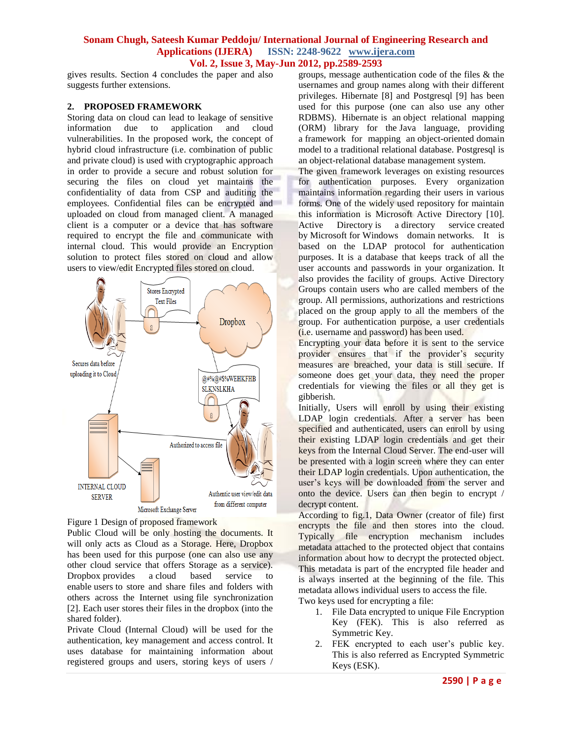gives results. Section 4 concludes the paper and also suggests further extensions.

## 2. PROPOSED FRAMEWORK

Storing data on cloud can lead to leakage of sensitive information due to application and cloud vulnerabilities. In the proposed work, the concept of hybrid cloud infrastructure (i.e. combination of public and private cloud) is used with cryptographic approach in order to provide a secure and robust solution for securing the files on cloud yet maintains the confidentiality of data from CSP and auditing the employees. Confidential files can be encrypted and uploaded on cloud from managed client. A managed client is a computer or a device that has software required to encrypt the file and communicate with internal cloud. This would provide an Encryption solution to protect files stored on cloud and allow users to view/edit Encrypted files stored on cloud.

Figure 1 Design of proposed framework

Public Cloud will be only hosting the documents. It will only acts as Cloud as a Storage. Here, Dropbox has been used for this purpose (one can also use any other cloud service that offers Storage as a service). Dropbox provides a cloud based service to enable users to store and share files and folders with others across the Internet using file synchronization [2]. Each user stores their files in the dropbox (into the shared folder).

Private Cloud (Internal Cloud) will be used for the authentication, key management and access control. It uses database for maintaining information about registered groups and users, storing keys of users / groups, message authentication code of the files & the usernames and group names along with their different privileges. Hibernate [8] and Postgresql [9] has been used for this purpose (one can also use any other RDBMS). Hibernate is an object relational mapping (ORM) library for the Java language, providing a framework for mapping an object-oriented domain model to a traditional relational database. Postgresql is an object-relational database management system.

The given framework leverages on existing resources for authentication purposes. Every organization maintains information regarding their users in various forms. One of the widely used repository for maintain this information is Microsoft Active Directory [10]. Active Directory is a directory service created by Microsoft for Windows domain networks. It is based on the LDAP protocol for authentication purposes. It is a database that keeps track of all the user accounts and passwords in your organization. It also provides the facility of groups. Active Directory Groups contain users who are called members of the group. All permissions, authorizations and restrictions placed on the group apply to all the members of the group. For authentication purpose, a user credentials (i.e. username and password) has been used.

Encrypting your data before it is sent to the service provider ensures that if the provider's security measures are breached, your data is still secure. If someone does get your data, they need the proper credentials for viewing the files or all they get is gibberish.

Initially, Users will enroll by using their existing LDAP login credentials. After a server has been specified and authenticated, users can enroll by using their existing LDAP login credentials and get their keys from the Internal Cloud Server. The end-user will be presented with a login screen where they can enter their LDAP login credentials. Upon authentication, the user's keys will be downloaded from the server and onto the device. Users can then begin to encrypt / decrypt content.

According to fig.1, Data Owner (creator of file) first encrypts the file and then stores into the cloud. Typically file encryption mechanism includes metadata attached to the protected object that contains information about how to decrypt the protected object. This metadata is part of the encrypted file header and is always inserted at the beginning of the file. This metadata allows individual users to access the file.

Two keys used for encrypting a file:

1. File Data encrypted to unique File Encryption Key (FEK). This is also referred as Symmetric Key.
2. FEK encrypted to each user's public key. This is also referred as Encrypted Symmetric Keys (ESK).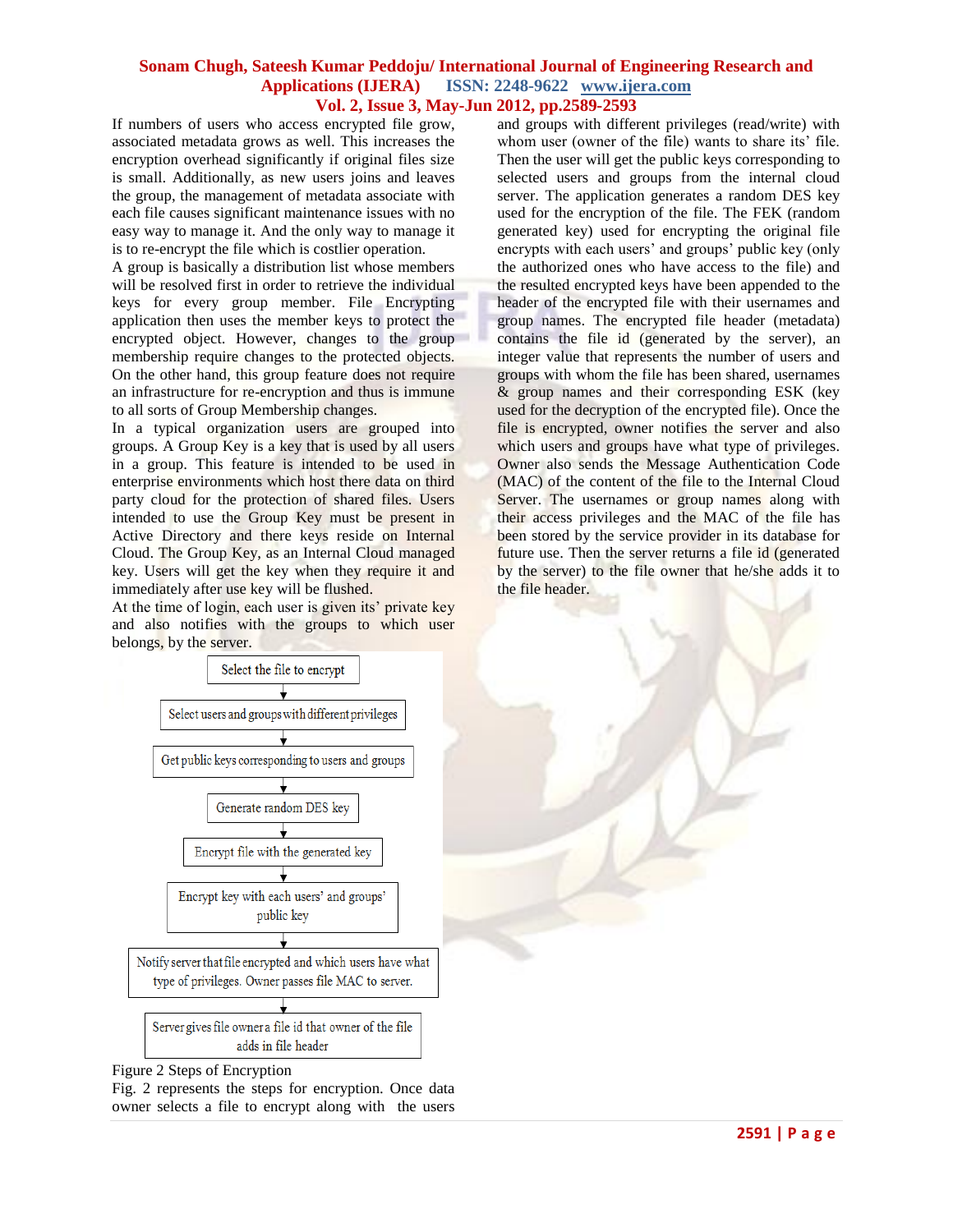If numbers of users who access encrypted file grow, associated metadata grows as well. This increases the encryption overhead significantly if original files size is small. Additionally, as new users joins and leaves the group, the management of metadata associate with each file causes significant maintenance issues with no easy way to manage it. And the only way to manage it is to re-encrypt the file which is costlier operation.

A group is basically a distribution list whose members will be resolved first in order to retrieve the individual keys for every group member. File Encrypting application then uses the member keys to protect the encrypted object. However, changes to the group membership require changes to the protected objects. On the other hand, this group feature does not require an infrastructure for re-encryption and thus is immune to all sorts of Group Membership changes.

In a typical organization users are grouped into groups. A Group Key is a key that is used by all users in a group. This feature is intended to be used in enterprise environments which host there data on third party cloud for the protection of shared files. Users intended to use the Group Key must be present in Active Directory and there keys reside on Internal Cloud. The Group Key, as an Internal Cloud managed key. Users will get the key when they require it and immediately after use key will be flushed.

At the time of login, each user is given its' private key and also notifies with the groups to which user belongs, by the server.

Select the file to encrypt
↓
Select users and groups with different privileges
↓
Get public keys corresponding to users and groups
↓
Generate random DES key
↓
Encrypt file with the generated key
↓
Encrypt key with each users' and groups' public key
↓
Notify server that file encrypted and which users have what type of privileges. Owner passes file MAC to server.
↓
Server gives file owner a file id that owner of the file adds in file header

Figure 2 Steps of Encryption

Fig. 2 represents the steps for encryption. Once data owner selects a file to encrypt along with the users and groups with different privileges (read/write) with whom user (owner of the file) wants to share its' file. Then the user will get the public keys corresponding to selected users and groups from the internal cloud server. The application generates a random DES key used for the encryption of the file. The FEK (random generated key) used for encrypting the original file encrypts with each users' and groups' public key (only the authorized ones who have access to the file) and the resulted encrypted keys have been appended to the header of the encrypted file with their usernames and group names. The encrypted file header (metadata) contains the file id (generated by the server), an integer value that represents the number of users and groups with whom the file has been shared, usernames & group names and their corresponding ESK (key used for the decryption of the encrypted file). Once the file is encrypted, owner notifies the server and also which users and groups have what type of privileges. Owner also sends the Message Authentication Code (MAC) of the content of the file to the Internal Cloud Server. The usernames or group names along with their access privileges and the MAC of the file has been stored by the service provider in its database for future use. Then the server returns a file id (generated by the server) to the file owner that he/she adds it to the file header.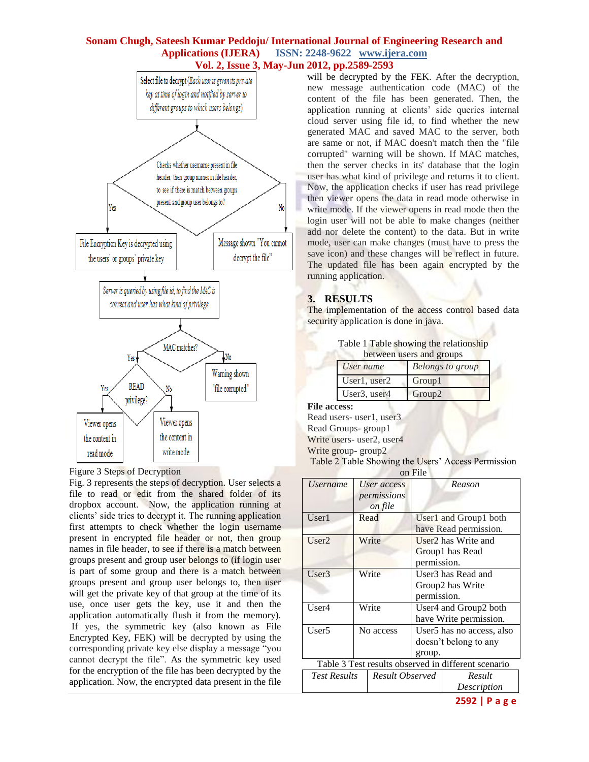Select file to decrypt (Each user is given its private key at time of login and notified by server to different groups to which users belongs)

Checks whether username present in file header, then group names in file header, to see if there is match between groups present and group user belongs to?

Yes

No

File Encryption Key is decrypted using the users' or groups' private key

Message shown "You cannot decrypt the file"

Server is queried by using file id, to find the MAC is correct and user has what kind of privilege

MAC matches?

Yes

No

Warning shown "file corrupted"

READ privilege?

Yes

No

Viewer opens the content in read mode

Viewer opens the content in write mode

Figure 3 Steps of Decryption

Fig. 3 represents the steps of decryption. User selects a file to read or edit from the shared folder of its dropbox account. Now, the application running at clients' side tries to decrypt it. The running application first attempts to check whether the login username present in encrypted file header or not, then group names in file header, to see if there is a match between groups present and group user belongs to (if login user is part of some group and there is a match between groups present and group user belongs to, then user will get the private key of that group at the time of its use, once user gets the key, use it and then the application automatically flush it from the memory). If yes, the symmetric key (also known as File Encrypted Key, FEK) will be decrypted by using the corresponding private key else display a message "you cannot decrypt the file". As the symmetric key used for the encryption of the file has been decrypted by the application. Now, the encrypted data present in the file will be decrypted by the FEK. After the decryption, new message authentication code (MAC) of the content of the file has been generated. Then, the application running at clients' side queries internal cloud server using file id, to find whether the new generated MAC and saved MAC to the server, both are same or not, if MAC doesn't match then the "file corrupted" warning will be shown. If MAC matches, then the server checks in its' database that the login user has what kind of privilege and returns it to client. Now, the application checks if user has read privilege then viewer opens the data in read mode otherwise in write mode. If the viewer opens in read mode then the login user will not be able to make changes (neither add nor delete the content) to the data. But in write mode, user can make changes (must have to press the save icon) and these changes will be reflect in future. The updated file has been again encrypted by the running application.

## 3. RESULTS

The implementation of the access control based data security application is done in java.

Table 1 Table showing the relationship between users and groups

| *User name* | *Belongs to group* |
|---|---|
| User1, user2 | Group1 |
| User3, user4 | Group2 |

**File access:**

Read users- user1, user3
Read Groups- group1
Write users- user2, user4
Write group- group2

Table 2 Table Showing the Users' Access Permission on File

| *Username* | *User access permissions on file* | *Reason* |
|---|---|---|
| User1 | Read | User1 and Group1 both have Read permission. |
| User2 | Write | User2 has Write and Group1 has Read permission. |
| User3 | Write | User3 has Read and Group2 has Write permission. |
| User4 | Write | User4 and Group2 both have Write permission. |
| User5 | No access | User5 has no access, also doesn't belong to any group. |

Table 3 Test results observed in different scenario

| *Test Results* | *Result Observed* | *Result Description* |
|---|---|---|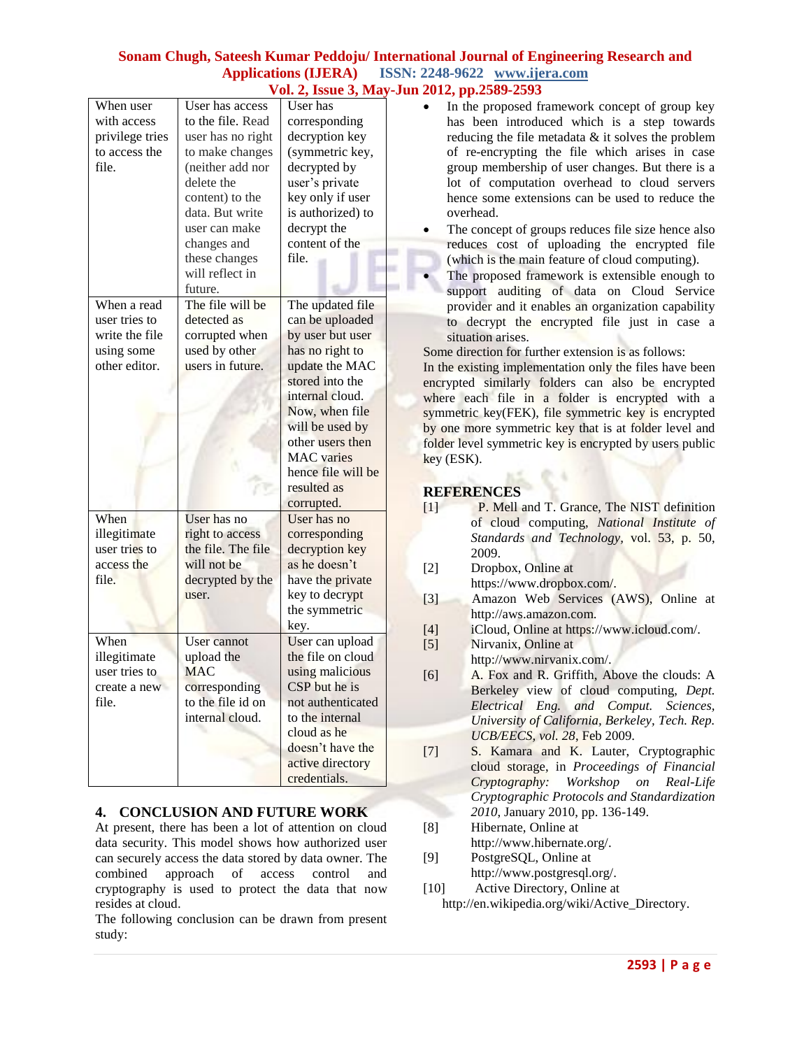| | | |
|---|---|---|
| When user with access privilege tries to access the file. | User has access to the file. Read user has no right to make changes (neither add nor delete the content) to the data. But write user can make changes and these changes will reflect in future. | User has corresponding decryption key (symmetric key, decrypted by user's private key only if user is authorized) to decrypt the content of the file. |
| When a read user tries to write the file using some other editor. | The file will be detected as corrupted when used by other users in future. | The updated file can be uploaded by user but user has no right to update the MAC stored into the internal cloud. Now, when file will be used by other users then MAC varies hence file will be resulted as corrupted. |
| When illegitimate user tries to access the file. | User has no right to access the file. The file will not be decrypted by the user. | User has no corresponding decryption key as he doesn't have the private key to decrypt the symmetric key. |
| When illegitimate user tries to create a new file. | User cannot upload the MAC corresponding to the file id on internal cloud. | User can upload the file on cloud using malicious CSP but he is not authenticated to the internal cloud as he doesn't have the active directory credentials. |

## 4. CONCLUSION AND FUTURE WORK

At present, there has been a lot of attention on cloud data security. This model shows how authorized user can securely access the data stored by data owner. The combined approach of access control and cryptography is used to protect the data that now resides at cloud.

The following conclusion can be drawn from present study:

- In the proposed framework concept of group key has been introduced which is a step towards reducing the file metadata & it solves the problem of re-encrypting the file which arises in case group membership of user changes. But there is a lot of computation overhead to cloud servers hence some extensions can be used to reduce the overhead.
- The concept of groups reduces file size hence also reduces cost of uploading the encrypted file (which is the main feature of cloud computing).
- The proposed framework is extensible enough to support auditing of data on Cloud Service provider and it enables an organization capability to decrypt the encrypted file just in case a situation arises.

Some direction for further extension is as follows:

In the existing implementation only the files have been encrypted similarly folders can also be encrypted where each file in a folder is encrypted with a symmetric key(FEK), file symmetric key is encrypted by one more symmetric key that is at folder level and folder level symmetric key is encrypted by users public key (ESK).

## REFERENCES

[1] P. Mell and T. Grance, The NIST definition of cloud computing, *National Institute of Standards and Technology*, vol. 53, p. 50, 2009.

[2] Dropbox, Online at https://www.dropbox.com/.

[3] Amazon Web Services (AWS), Online at http://aws.amazon.com.

[4] iCloud, Online at https://www.icloud.com/.

[5] Nirvanix, Online at http://www.nirvanix.com/.

[6] A. Fox and R. Griffith, Above the clouds: A Berkeley view of cloud computing, *Dept. Electrical Eng. and Comput. Sciences, University of California, Berkeley, Tech. Rep. UCB/EECS, vol. 28*, Feb 2009.

[7] S. Kamara and K. Lauter, Cryptographic cloud storage, in *Proceedings of Financial Cryptography: Workshop on Real-Life Cryptographic Protocols and Standardization 2010*, January 2010, pp. 136-149.

[8] Hibernate, Online at http://www.hibernate.org/.

[9] PostgreSQL, Online at http://www.postgresql.org/.

[10] Active Directory, Online at http://en.wikipedia.org/wiki/Active_Directory.